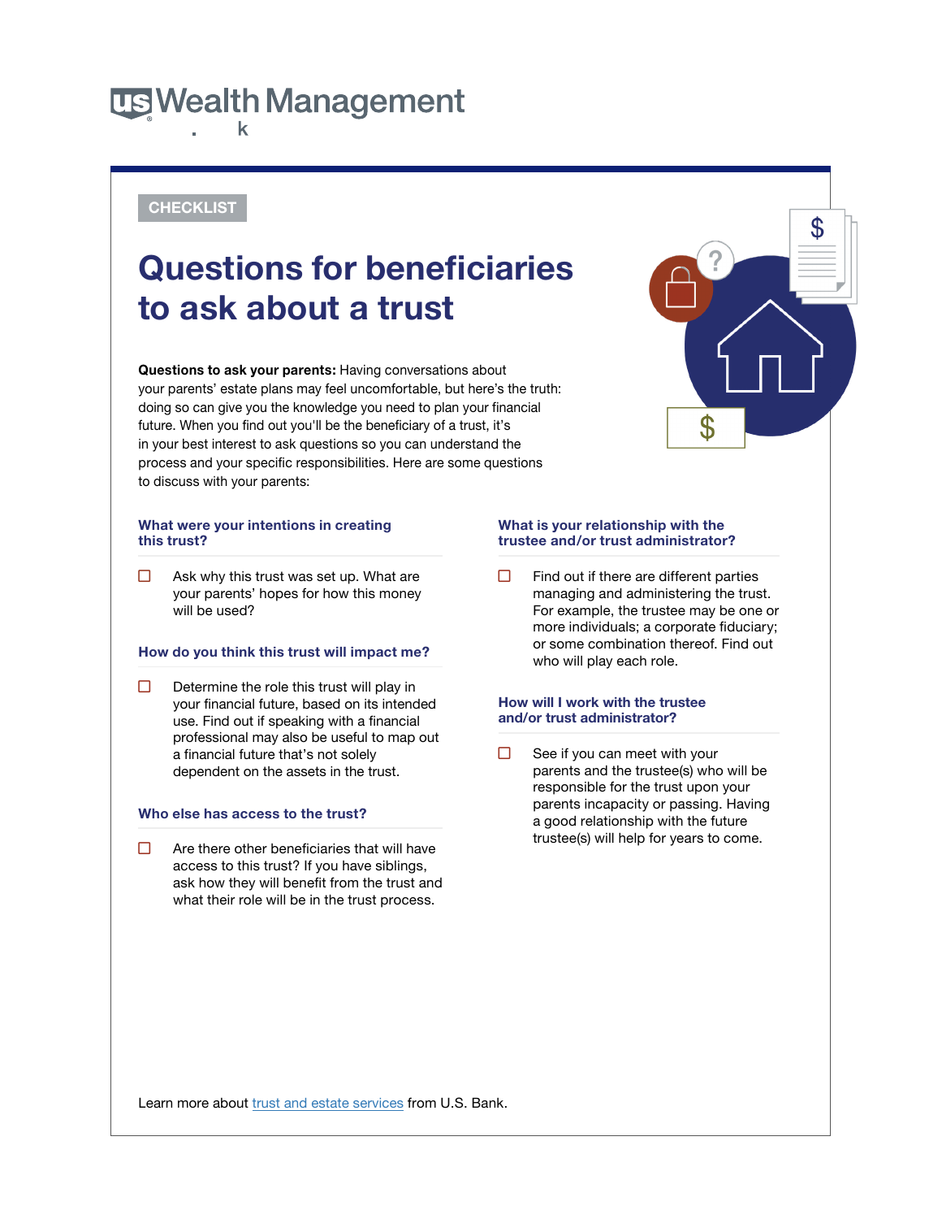CHECKLIST

# Questions for beneficiaries to ask about a trust

**Questions to ask your parents:** Having conversations about your parents' estate plans may feel uncomfortable, but here's the truth: doing so can give you the knowledge you need to plan your financial future. When you find out you'll be the beneficiary of a trust, it's in your best interest to ask questions so you can understand the process and your specific responsibilities. Here are some questions to discuss with your parents:

### What were your intentions in creating this trust?

- ☐ Ask why this trust was set up. What are your parents' hopes for how this money will be used?

### How do you think this trust will impact me?

- ☐ Determine the role this trust will play in your financial future, based on its intended use. Find out if speaking with a financial professional may also be useful to map out a financial future that's not solely dependent on the assets in the trust.

### Who else has access to the trust?

- ☐ Are there other beneficiaries that will have access to this trust? If you have siblings, ask how they will benefit from the trust and what their role will be in the trust process.

### What is your relationship with the trustee and/or trust administrator?

- ☐ Find out if there are different parties managing and administering the trust. For example, the trustee may be one or more individuals; a corporate fiduciary; or some combination thereof. Find out who will play each role.

### How will I work with the trustee and/or trust administrator?

- ☐ See if you can meet with your parents and the trustee(s) who will be responsible for the trust upon your parents incapacity or passing. Having a good relationship with the future trustee(s) will help for years to come.

Learn more about trust and estate services from U.S. Bank.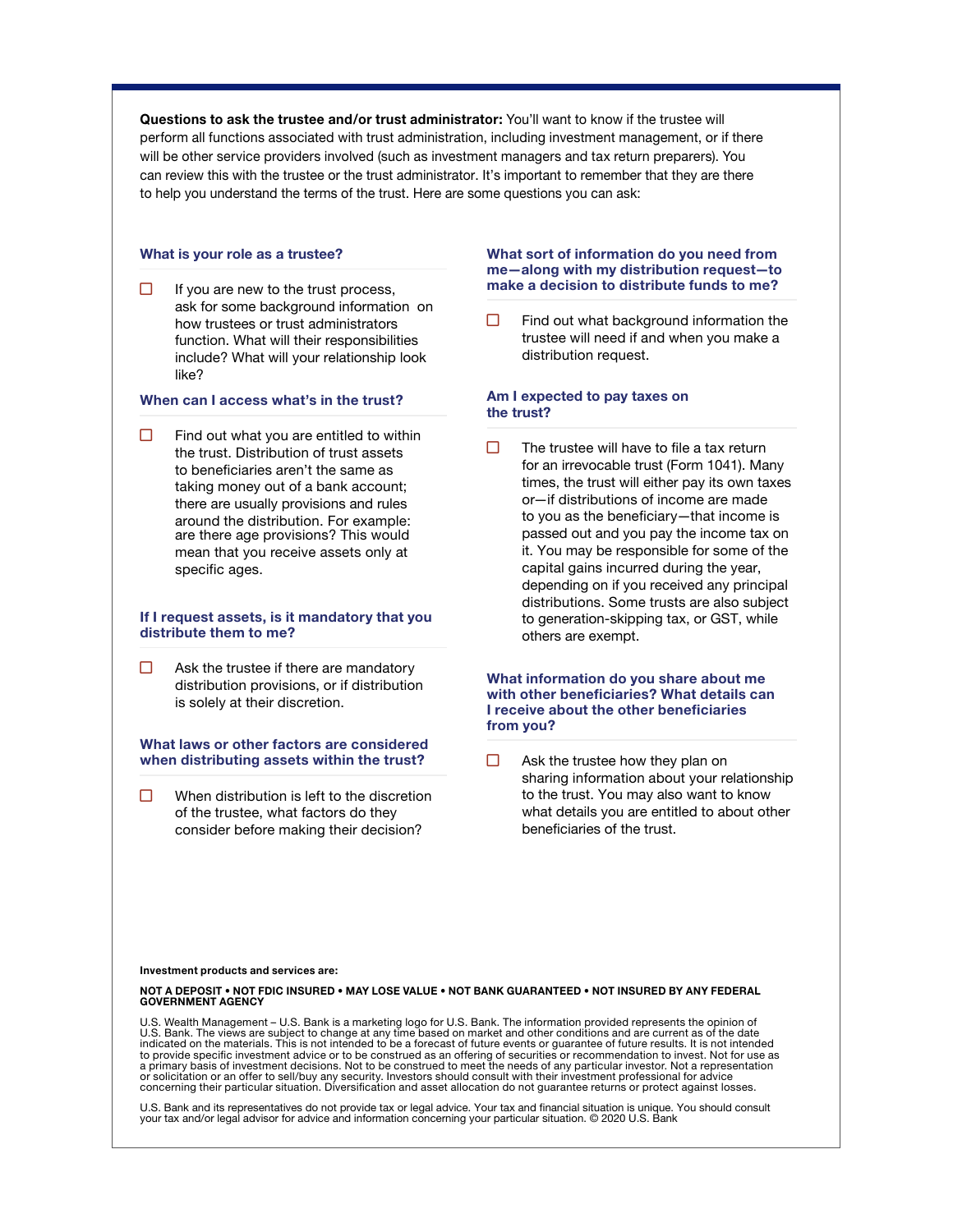**Questions to ask the trustee and/or trust administrator:** You'll want to know if the trustee will perform all functions associated with trust administration, including investment management, or if there will be other service providers involved (such as investment managers and tax return preparers). You can review this with the trustee or the trust administrator. It's important to remember that they are there to help you understand the terms of the trust. Here are some questions you can ask:

### What is your role as a trustee?

- ☐ If you are new to the trust process, ask for some background information on how trustees or trust administrators function. What will their responsibilities include? What will your relationship look like?

### When can I access what's in the trust?

- ☐ Find out what you are entitled to within the trust. Distribution of trust assets to beneficiaries aren't the same as taking money out of a bank account; there are usually provisions and rules around the distribution. For example: are there age provisions? This would mean that you receive assets only at specific ages.

### If I request assets, is it mandatory that you distribute them to me?

- ☐ Ask the trustee if there are mandatory distribution provisions, or if distribution is solely at their discretion.

### What laws or other factors are considered when distributing assets within the trust?

- ☐ When distribution is left to the discretion of the trustee, what factors do they consider before making their decision?

### What sort of information do you need from me—along with my distribution request—to make a decision to distribute funds to me?

- ☐ Find out what background information the trustee will need if and when you make a distribution request.

### Am I expected to pay taxes on the trust?

- ☐ The trustee will have to file a tax return for an irrevocable trust (Form 1041). Many times, the trust will either pay its own taxes or—if distributions of income are made to you as the beneficiary—that income is passed out and you pay the income tax on it. You may be responsible for some of the capital gains incurred during the year, depending on if you received any principal distributions. Some trusts are also subject to generation-skipping tax, or GST, while others are exempt.

### What information do you share about me with other beneficiaries? What details can I receive about the other beneficiaries from you?

- ☐ Ask the trustee how they plan on sharing information about your relationship to the trust. You may also want to know what details you are entitled to about other beneficiaries of the trust.

**Investment products and services are:**

**NOT A DEPOSIT • NOT FDIC INSURED • MAY LOSE VALUE • NOT BANK GUARANTEED • NOT INSURED BY ANY FEDERAL GOVERNMENT AGENCY**

U.S. Wealth Management – U.S. Bank is a marketing logo for U.S. Bank. The information provided represents the opinion of U.S. Bank. The views are subject to change at any time based on market and other conditions and are current as of the date indicated on the materials. This is not intended to be a forecast of future events or guarantee of future results. It is not intended to provide specific investment advice or to be construed as an offering of securities or recommendation to invest. Not for use as a primary basis of investment decisions. Not to be construed to meet the needs of any particular investor. Not a representation or solicitation or an offer to sell/buy any security. Investors should consult with their investment professional for advice concerning their particular situation. Diversification and asset allocation do not guarantee returns or protect against losses.

U.S. Bank and its representatives do not provide tax or legal advice. Your tax and financial situation is unique. You should consult your tax and/or legal advisor for advice and information concerning your particular situation. © 2020 U.S. Bank